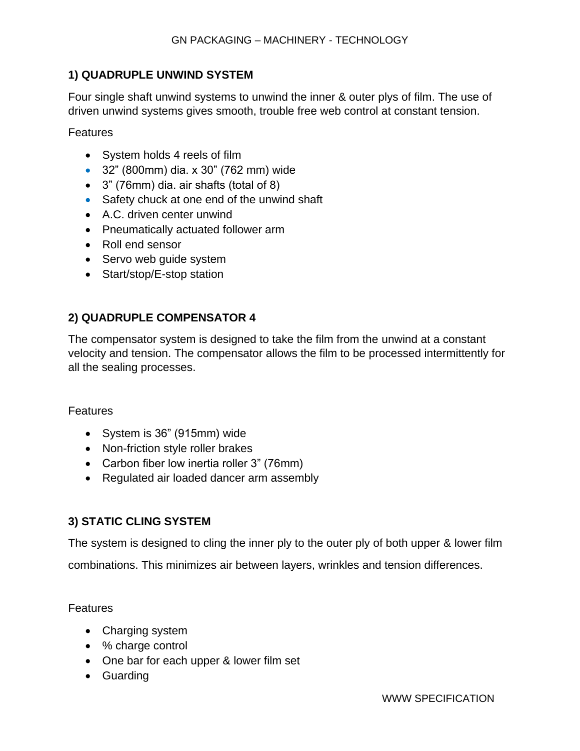## 1) QUADRUPLE UNWIND SYSTEM

Four single shaft unwind systems to unwind the inner & outer plys of film. The use of driven unwind systems gives smooth, trouble free web control at constant tension.

Features

- System holds 4 reels of film
- 32" (800mm) dia. x 30" (762 mm) wide
- 3" (76mm) dia. air shafts (total of 8)
- Safety chuck at one end of the unwind shaft
- A.C. driven center unwind
- Pneumatically actuated follower arm
- Roll end sensor
- Servo web guide system
- Start/stop/E-stop station

## 2) QUADRUPLE COMPENSATOR 4

The compensator system is designed to take the film from the unwind at a constant velocity and tension. The compensator allows the film to be processed intermittently for all the sealing processes.

Features

- System is 36" (915mm) wide
- Non-friction style roller brakes
- Carbon fiber low inertia roller 3" (76mm)
- Regulated air loaded dancer arm assembly

## 3) STATIC CLING SYSTEM

The system is designed to cling the inner ply to the outer ply of both upper & lower film combinations. This minimizes air between layers, wrinkles and tension differences.

Features

- Charging system
- % charge control
- One bar for each upper & lower film set
- Guarding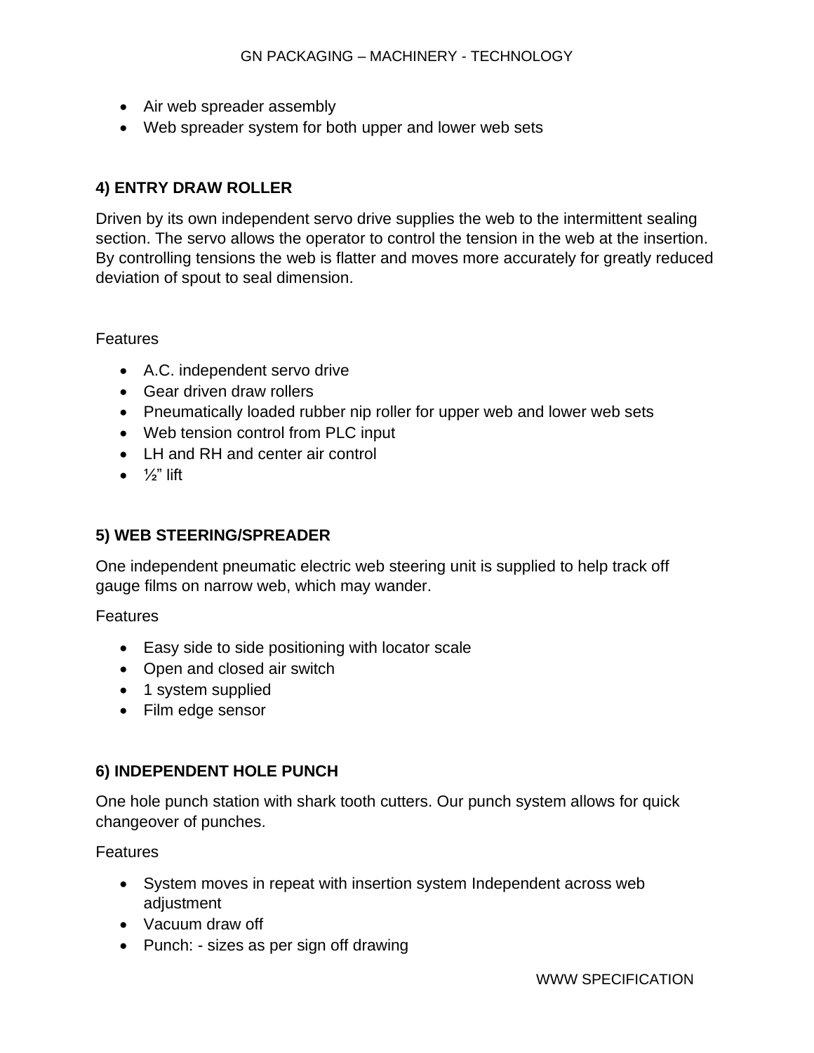- Air web spreader assembly
- Web spreader system for both upper and lower web sets

### 4) ENTRY DRAW ROLLER

Driven by its own independent servo drive supplies the web to the intermittent sealing section. The servo allows the operator to control the tension in the web at the insertion. By controlling tensions the web is flatter and moves more accurately for greatly reduced deviation of spout to seal dimension.

Features

- A.C. independent servo drive
- Gear driven draw rollers
- Pneumatically loaded rubber nip roller for upper web and lower web sets
- Web tension control from PLC input
- LH and RH and center air control
- ½" lift

### 5) WEB STEERING/SPREADER

One independent pneumatic electric web steering unit is supplied to help track off gauge films on narrow web, which may wander.

Features

- Easy side to side positioning with locator scale
- Open and closed air switch
- 1 system supplied
- Film edge sensor

### 6) INDEPENDENT HOLE PUNCH

One hole punch station with shark tooth cutters. Our punch system allows for quick changeover of punches.

Features

- System moves in repeat with insertion system Independent across web adjustment
- Vacuum draw off
- Punch: - sizes as per sign off drawing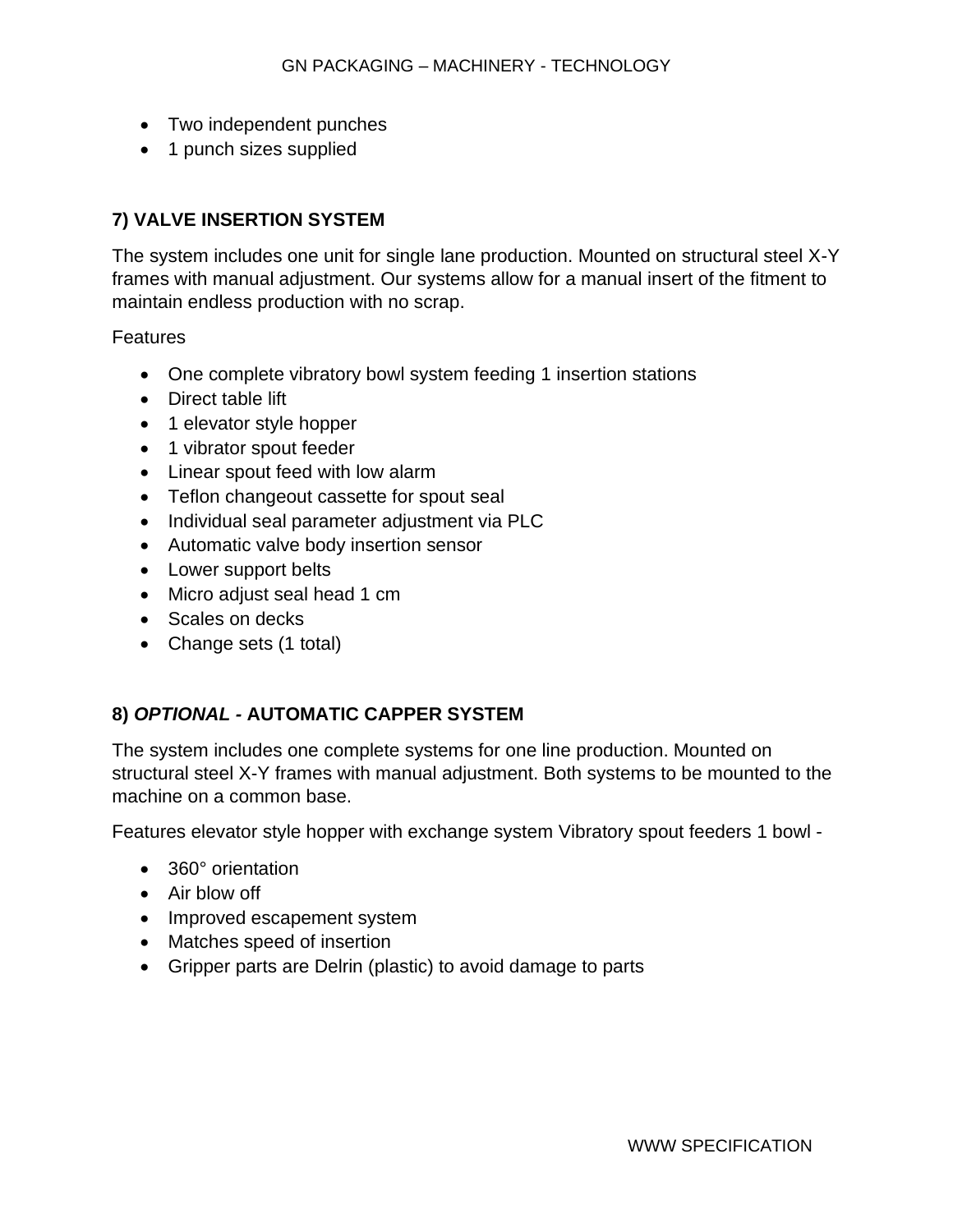- Two independent punches
- 1 punch sizes supplied

## 7) VALVE INSERTION SYSTEM

The system includes one unit for single lane production. Mounted on structural steel X-Y frames with manual adjustment. Our systems allow for a manual insert of the fitment to maintain endless production with no scrap.

Features

- One complete vibratory bowl system feeding 1 insertion stations
- Direct table lift
- 1 elevator style hopper
- 1 vibrator spout feeder
- Linear spout feed with low alarm
- Teflon changeout cassette for spout seal
- Individual seal parameter adjustment via PLC
- Automatic valve body insertion sensor
- Lower support belts
- Micro adjust seal head 1 cm
- Scales on decks
- Change sets (1 total)

## 8) *OPTIONAL -* AUTOMATIC CAPPER SYSTEM

The system includes one complete systems for one line production. Mounted on structural steel X-Y frames with manual adjustment. Both systems to be mounted to the machine on a common base.

Features elevator style hopper with exchange system Vibratory spout feeders 1 bowl -

- 360° orientation
- Air blow off
- Improved escapement system
- Matches speed of insertion
- Gripper parts are Delrin (plastic) to avoid damage to parts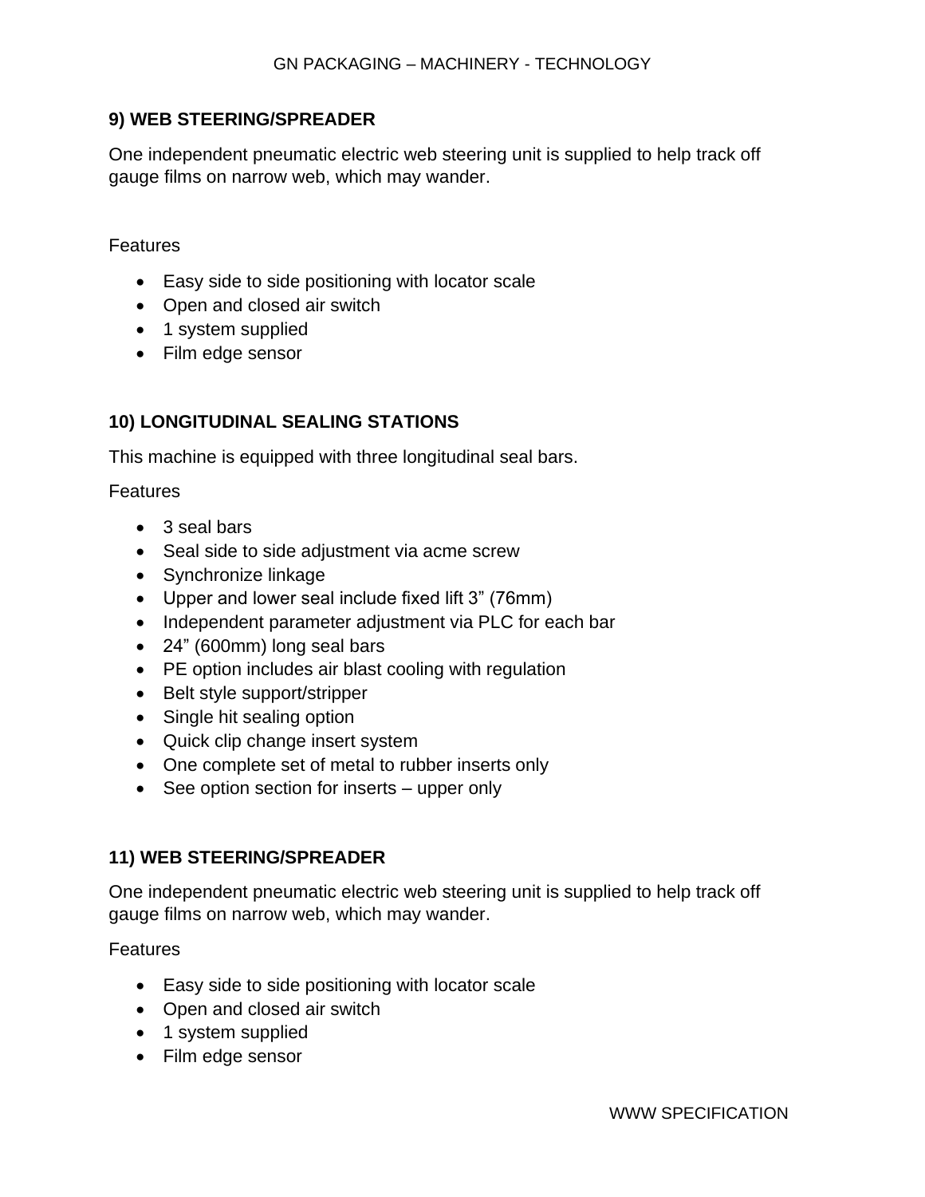### 9) WEB STEERING/SPREADER

One independent pneumatic electric web steering unit is supplied to help track off gauge films on narrow web, which may wander.

Features

- Easy side to side positioning with locator scale
- Open and closed air switch
- 1 system supplied
- Film edge sensor

### 10) LONGITUDINAL SEALING STATIONS

This machine is equipped with three longitudinal seal bars.

Features

- 3 seal bars
- Seal side to side adjustment via acme screw
- Synchronize linkage
- Upper and lower seal include fixed lift 3" (76mm)
- Independent parameter adjustment via PLC for each bar
- 24" (600mm) long seal bars
- PE option includes air blast cooling with regulation
- Belt style support/stripper
- Single hit sealing option
- Quick clip change insert system
- One complete set of metal to rubber inserts only
- See option section for inserts – upper only

### 11) WEB STEERING/SPREADER

One independent pneumatic electric web steering unit is supplied to help track off gauge films on narrow web, which may wander.

Features

- Easy side to side positioning with locator scale
- Open and closed air switch
- 1 system supplied
- Film edge sensor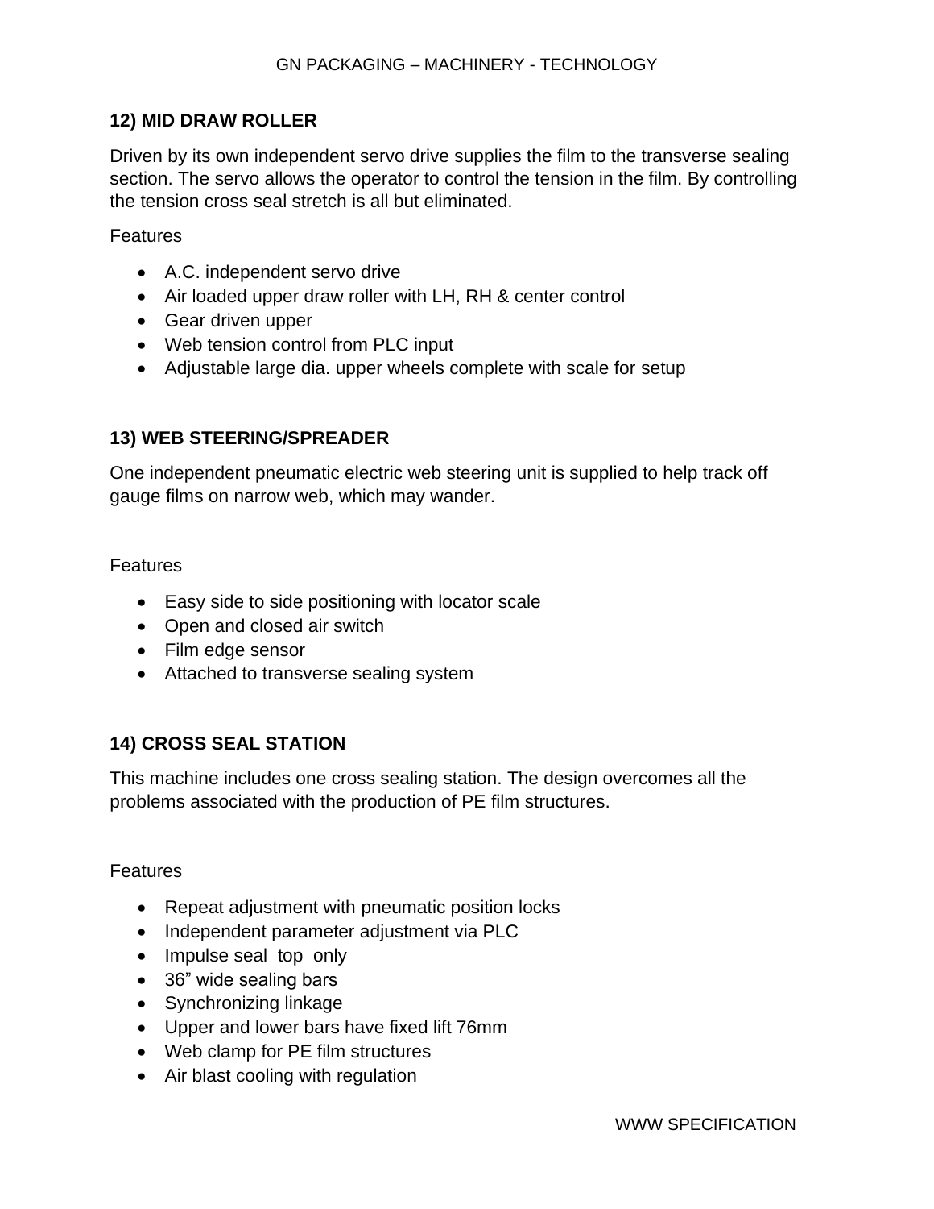## 12) MID DRAW ROLLER

Driven by its own independent servo drive supplies the film to the transverse sealing section. The servo allows the operator to control the tension in the film. By controlling the tension cross seal stretch is all but eliminated.

Features

- A.C. independent servo drive
- Air loaded upper draw roller with LH, RH & center control
- Gear driven upper
- Web tension control from PLC input
- Adjustable large dia. upper wheels complete with scale for setup

## 13) WEB STEERING/SPREADER

One independent pneumatic electric web steering unit is supplied to help track off gauge films on narrow web, which may wander.

Features

- Easy side to side positioning with locator scale
- Open and closed air switch
- Film edge sensor
- Attached to transverse sealing system

## 14) CROSS SEAL STATION

This machine includes one cross sealing station. The design overcomes all the problems associated with the production of PE film structures.

Features

- Repeat adjustment with pneumatic position locks
- Independent parameter adjustment via PLC
- Impulse seal top only
- 36" wide sealing bars
- Synchronizing linkage
- Upper and lower bars have fixed lift 76mm
- Web clamp for PE film structures
- Air blast cooling with regulation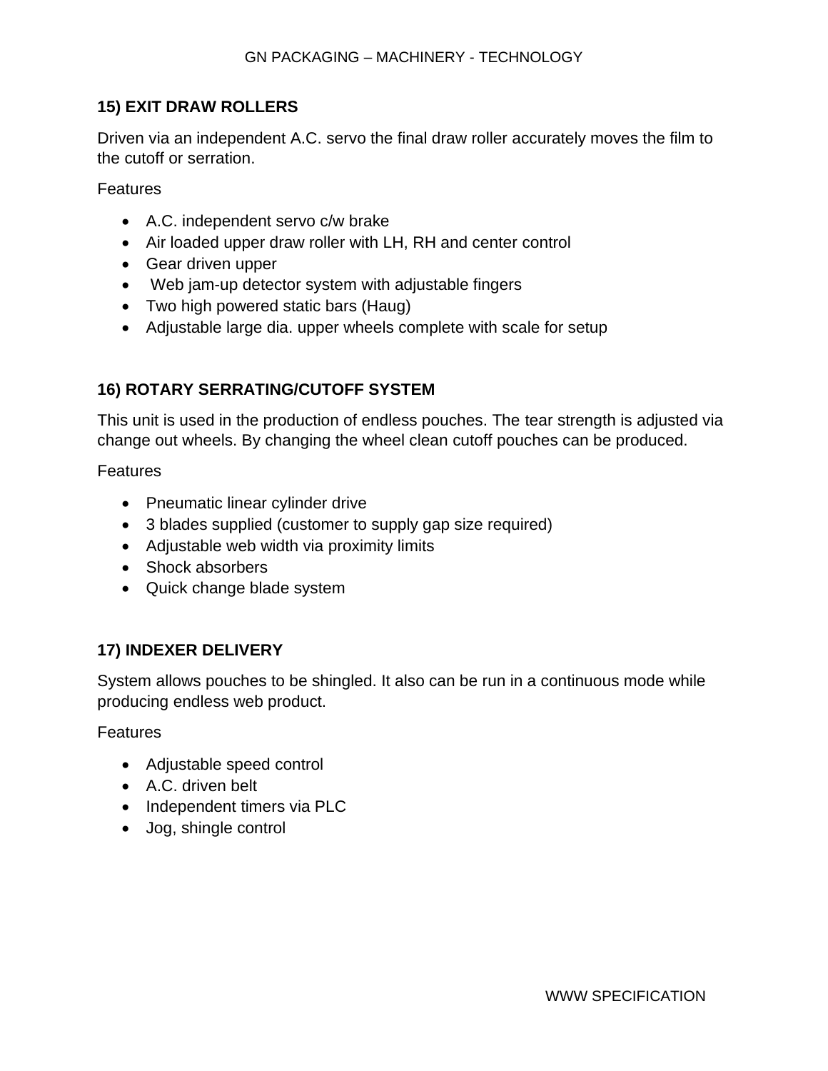## 15) EXIT DRAW ROLLERS

Driven via an independent A.C. servo the final draw roller accurately moves the film to the cutoff or serration.

Features

- A.C. independent servo c/w brake
- Air loaded upper draw roller with LH, RH and center control
- Gear driven upper
- Web jam-up detector system with adjustable fingers
- Two high powered static bars (Haug)
- Adjustable large dia. upper wheels complete with scale for setup

## 16) ROTARY SERRATING/CUTOFF SYSTEM

This unit is used in the production of endless pouches. The tear strength is adjusted via change out wheels. By changing the wheel clean cutoff pouches can be produced.

Features

- Pneumatic linear cylinder drive
- 3 blades supplied (customer to supply gap size required)
- Adjustable web width via proximity limits
- Shock absorbers
- Quick change blade system

## 17) INDEXER DELIVERY

System allows pouches to be shingled. It also can be run in a continuous mode while producing endless web product.

Features

- Adjustable speed control
- A.C. driven belt
- Independent timers via PLC
- Jog, shingle control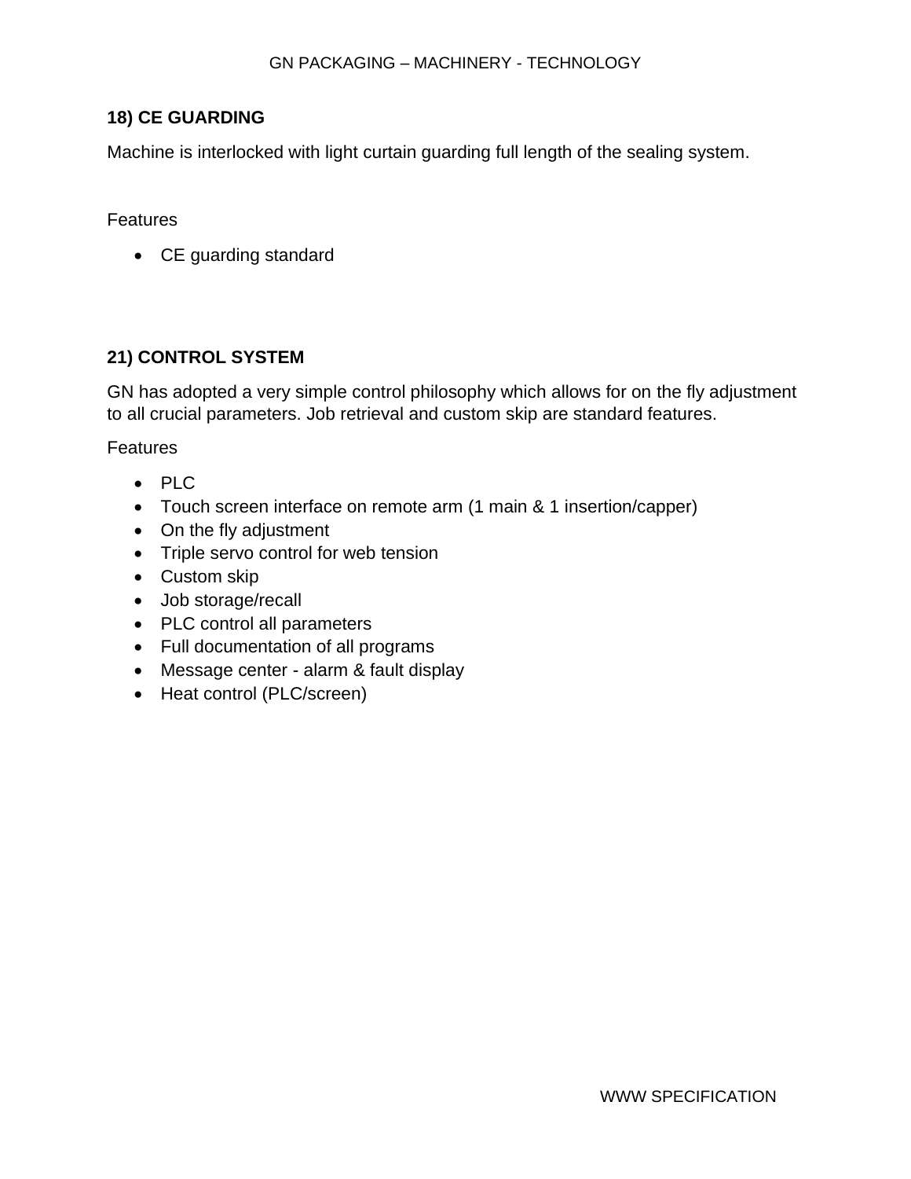## 18) CE GUARDING

Machine is interlocked with light curtain guarding full length of the sealing system.

Features

- CE guarding standard

## 21) CONTROL SYSTEM

GN has adopted a very simple control philosophy which allows for on the fly adjustment to all crucial parameters. Job retrieval and custom skip are standard features.

Features

- PLC
- Touch screen interface on remote arm (1 main & 1 insertion/capper)
- On the fly adjustment
- Triple servo control for web tension
- Custom skip
- Job storage/recall
- PLC control all parameters
- Full documentation of all programs
- Message center - alarm & fault display
- Heat control (PLC/screen)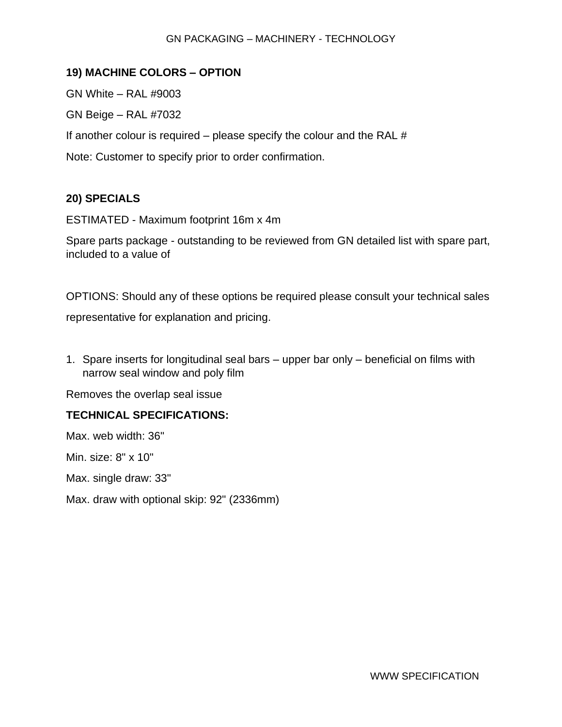## 19) MACHINE COLORS – OPTION

GN White – RAL #9003

GN Beige – RAL #7032

If another colour is required – please specify the colour and the RAL #

Note: Customer to specify prior to order confirmation.

## 20) SPECIALS

ESTIMATED - Maximum footprint 16m x 4m

Spare parts package - outstanding to be reviewed from GN detailed list with spare part, included to a value of

OPTIONS: Should any of these options be required please consult your technical sales representative for explanation and pricing.

1. Spare inserts for longitudinal seal bars – upper bar only – beneficial on films with narrow seal window and poly film

Removes the overlap seal issue

**TECHNICAL SPECIFICATIONS:**

Max. web width: 36"

Min. size: 8" x 10"

Max. single draw: 33"

Max. draw with optional skip: 92" (2336mm)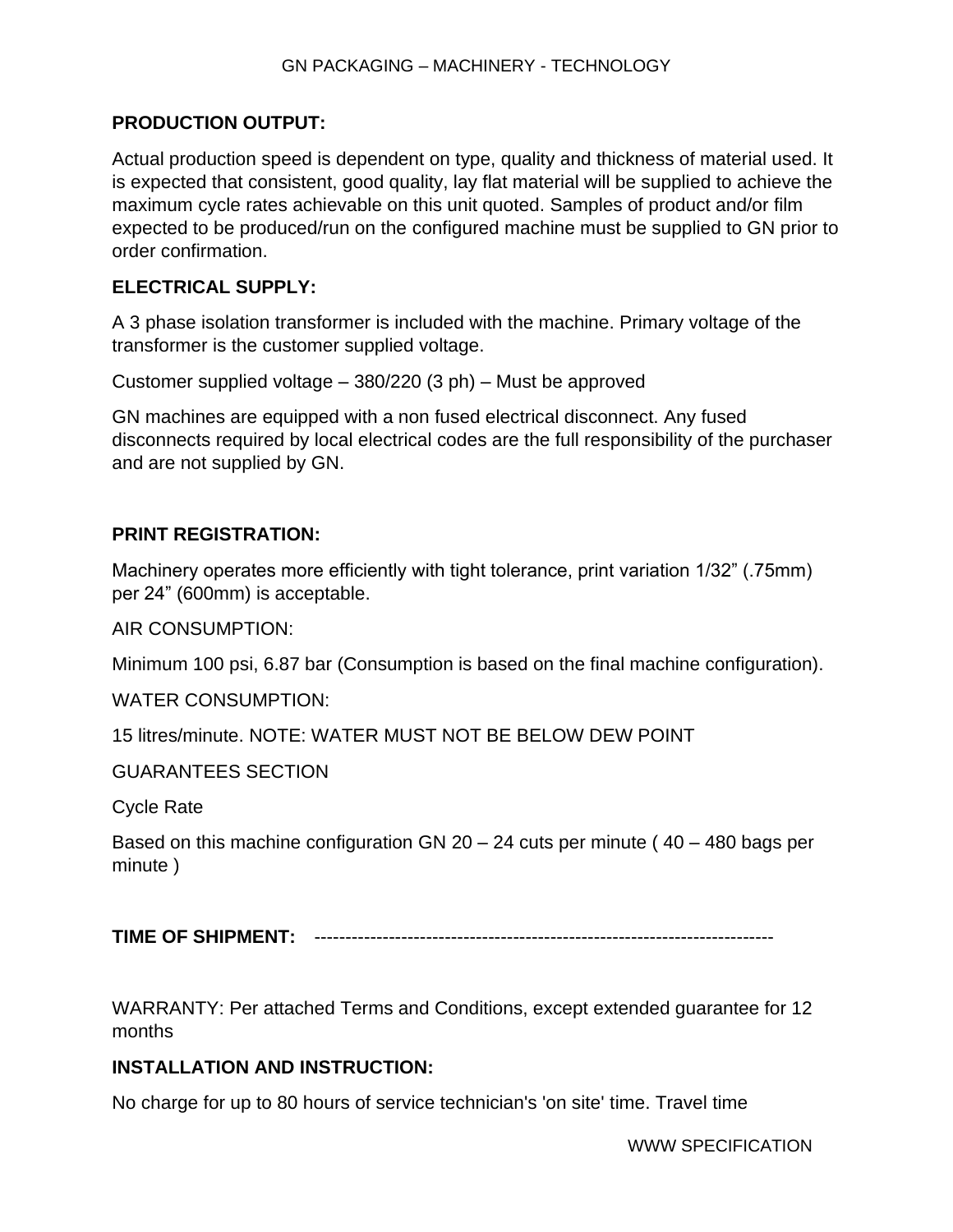**PRODUCTION OUTPUT:**

Actual production speed is dependent on type, quality and thickness of material used. It is expected that consistent, good quality, lay flat material will be supplied to achieve the maximum cycle rates achievable on this unit quoted. Samples of product and/or film expected to be produced/run on the configured machine must be supplied to GN prior to order confirmation.

**ELECTRICAL SUPPLY:**

A 3 phase isolation transformer is included with the machine. Primary voltage of the transformer is the customer supplied voltage.

Customer supplied voltage – 380/220 (3 ph) – Must be approved

GN machines are equipped with a non fused electrical disconnect. Any fused disconnects required by local electrical codes are the full responsibility of the purchaser and are not supplied by GN.

**PRINT REGISTRATION:**

Machinery operates more efficiently with tight tolerance, print variation 1/32" (.75mm) per 24" (600mm) is acceptable.

AIR CONSUMPTION:

Minimum 100 psi, 6.87 bar (Consumption is based on the final machine configuration).

WATER CONSUMPTION:

15 litres/minute. NOTE: WATER MUST NOT BE BELOW DEW POINT

GUARANTEES SECTION

Cycle Rate

Based on this machine configuration GN 20 – 24 cuts per minute ( 40 – 480 bags per minute )

**TIME OF SHIPMENT:** ------------------------------------------------------------------------

WARRANTY: Per attached Terms and Conditions, except extended guarantee for 12 months

**INSTALLATION AND INSTRUCTION:**

No charge for up to 80 hours of service technician's 'on site' time. Travel time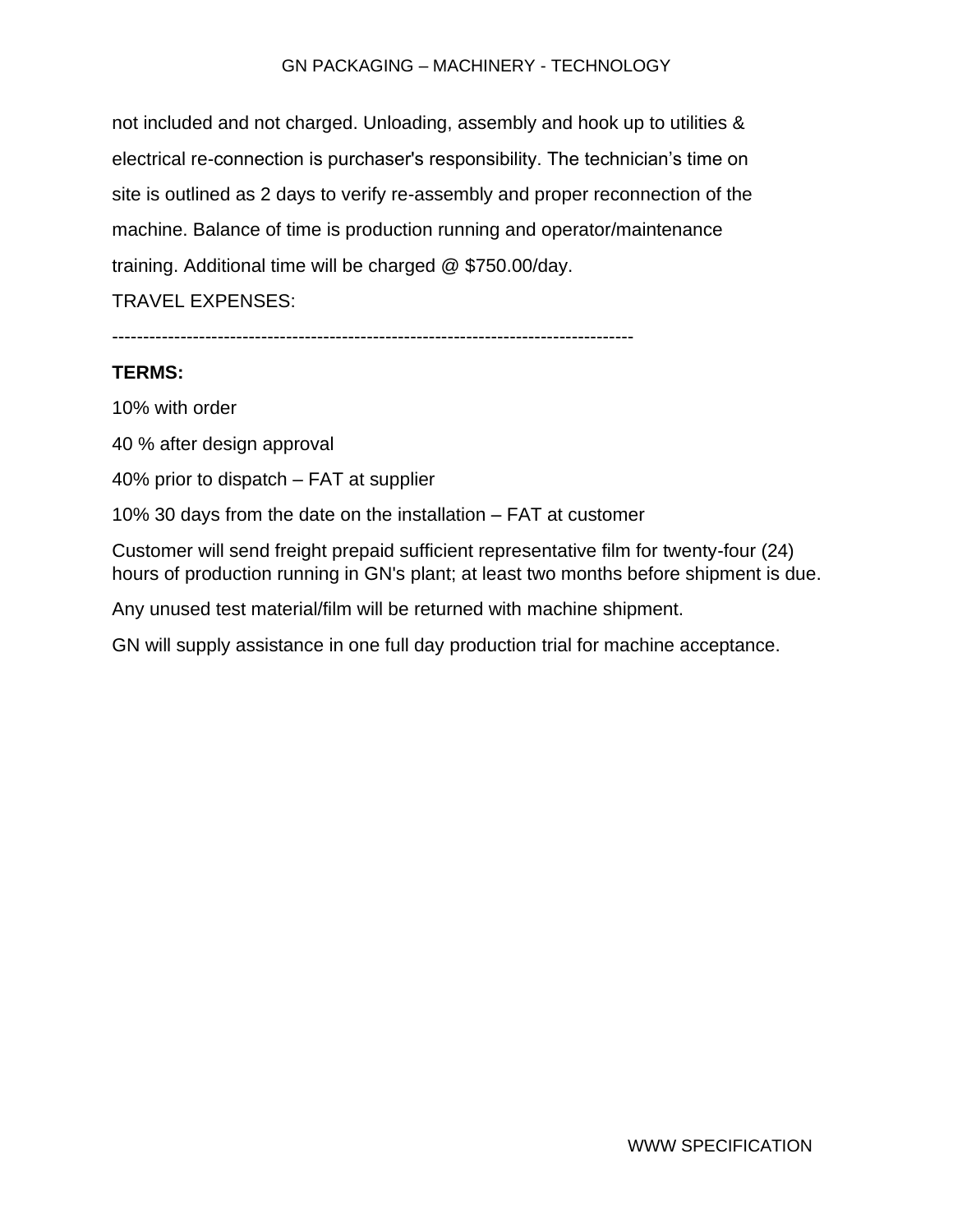not included and not charged. Unloading, assembly and hook up to utilities & electrical re-connection is purchaser's responsibility. The technician's time on site is outlined as 2 days to verify re-assembly and proper reconnection of the machine. Balance of time is production running and operator/maintenance training. Additional time will be charged @ $750.00/day.

TRAVEL EXPENSES:

---------------------------------------------------------------------------------

**TERMS:**

10% with order

40 % after design approval

40% prior to dispatch – FAT at supplier

10% 30 days from the date on the installation – FAT at customer

Customer will send freight prepaid sufficient representative film for twenty-four (24) hours of production running in GN's plant; at least two months before shipment is due.

Any unused test material/film will be returned with machine shipment.

GN will supply assistance in one full day production trial for machine acceptance.